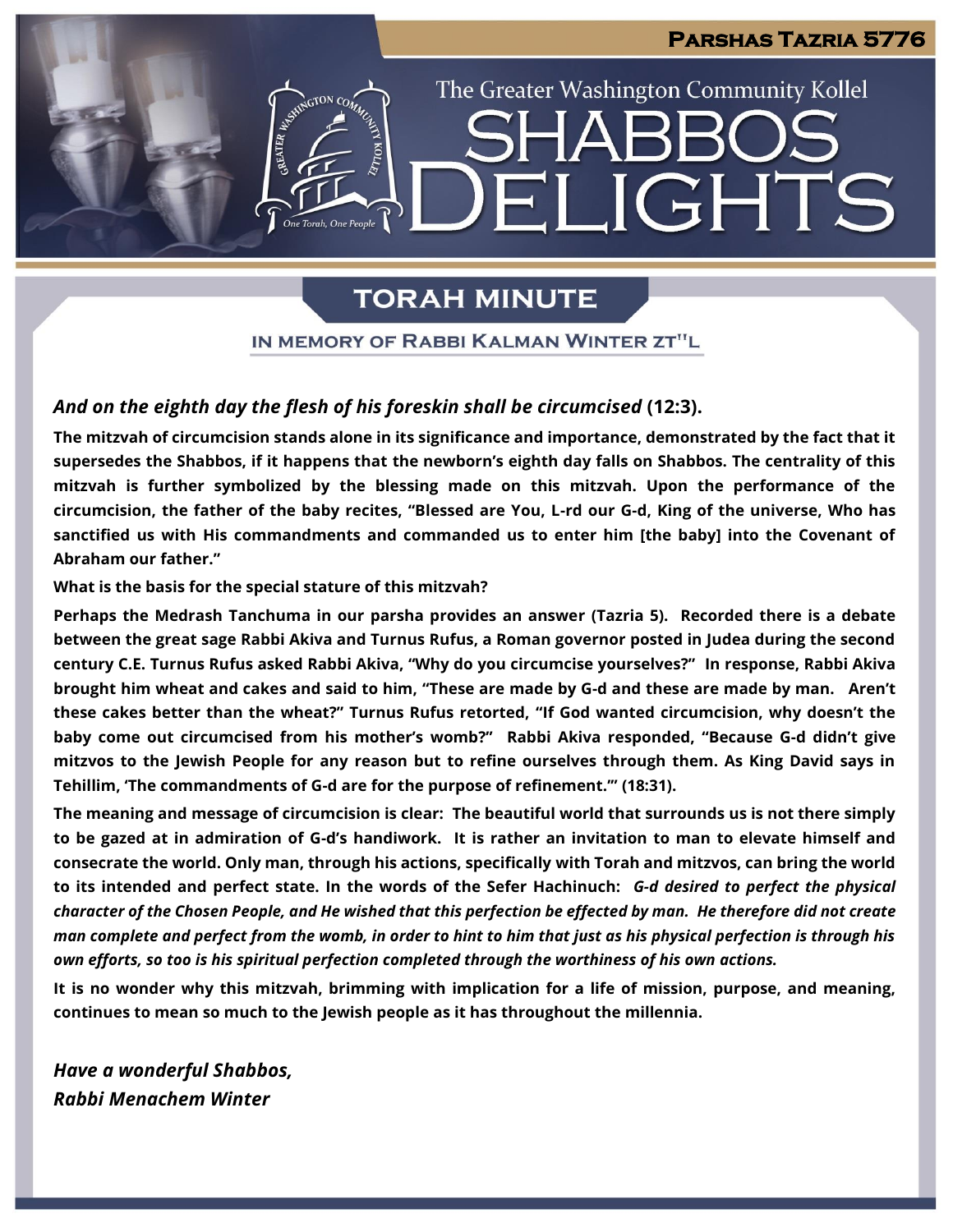# Parshas Tazria 5776

The Greater Washington Community Kollel

# SHABBOS DELIGHTS

## TORAH MINUTE

### IN MEMORY OF RABBI KALMAN WINTER ZT"L

***And on the eighth day the flesh of his foreskin shall be circumcised* (12:3).**

**The mitzvah of circumcision stands alone in its significance and importance, demonstrated by the fact that it supersedes the Shabbos, if it happens that the newborn's eighth day falls on Shabbos. The centrality of this mitzvah is further symbolized by the blessing made on this mitzvah. Upon the performance of the circumcision, the father of the baby recites, "Blessed are You, L-rd our G-d, King of the universe, Who has sanctified us with His commandments and commanded us to enter him [the baby] into the Covenant of Abraham our father."**

**What is the basis for the special stature of this mitzvah?**

**Perhaps the Medrash Tanchuma in our parsha provides an answer (Tazria 5). Recorded there is a debate between the great sage Rabbi Akiva and Turnus Rufus, a Roman governor posted in Judea during the second century C.E. Turnus Rufus asked Rabbi Akiva, "Why do you circumcise yourselves?" In response, Rabbi Akiva brought him wheat and cakes and said to him, "These are made by G-d and these are made by man. Aren't these cakes better than the wheat?" Turnus Rufus retorted, "If God wanted circumcision, why doesn't the baby come out circumcised from his mother's womb?" Rabbi Akiva responded, "Because G-d didn't give mitzvos to the Jewish People for any reason but to refine ourselves through them. As King David says in Tehillim, 'The commandments of G-d are for the purpose of refinement.'" (18:31).**

**The meaning and message of circumcision is clear: The beautiful world that surrounds us is not there simply to be gazed at in admiration of G-d's handiwork. It is rather an invitation to man to elevate himself and consecrate the world. Only man, through his actions, specifically with Torah and mitzvos, can bring the world to its intended and perfect state. In the words of the Sefer Hachinuch: *G-d desired to perfect the physical character of the Chosen People, and He wished that this perfection be effected by man. He therefore did not create man complete and perfect from the womb, in order to hint to him that just as his physical perfection is through his own efforts, so too is his spiritual perfection completed through the worthiness of his own actions.***

**It is no wonder why this mitzvah, brimming with implication for a life of mission, purpose, and meaning, continues to mean so much to the Jewish people as it has throughout the millennia.**

***Have a wonderful Shabbos,***
***Rabbi Menachem Winter***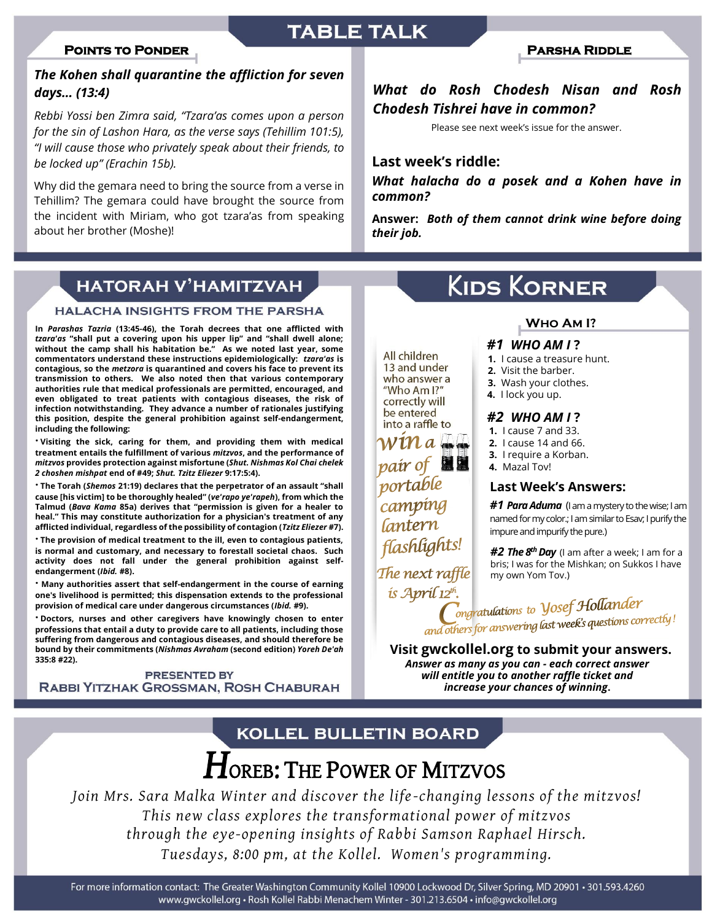# TABLE TALK

## Points to Ponder

***The Kohen shall quarantine the affliction for seven days... (13:4)***

*Rebbi Yossi ben Zimra said, "Tzara'as comes upon a person for the sin of Lashon Hara, as the verse says (Tehillim 101:5), "I will cause those who privately speak about their friends, to be locked up" (Erachin 15b).*

Why did the gemara need to bring the source from a verse in Tehillim? The gemara could have brought the source from the incident with Miriam, who got tzara'as from speaking about her brother (Moshe)!

## Parsha Riddle

***What do Rosh Chodesh Nisan and Rosh Chodesh Tishrei have in common?***

Please see next week's issue for the answer.

**Last week's riddle:**

***What halacha do a posek and a Kohen have in common?***

**Answer:** ***Both of them cannot drink wine before doing their job.***

# HATORAH V'HAMITZVAH

## HALACHA INSIGHTS FROM THE PARSHA

**In *Parashas Tazria* (13:45-46), the Torah decrees that one afflicted with *tzara'as* "shall put a covering upon his upper lip" and "shall dwell alone; without the camp shall his habitation be." As we noted last year, some commentators understand these instructions epidemiologically: *tzara'as* is contagious, so the *metzora* is quarantined and covers his face to prevent its transmission to others. We also noted then that various contemporary authorities rule that medical professionals are permitted, encouraged, and even obligated to treat patients with contagious diseases, and the risk of infection notwithstanding. They advance a number of rationales justifying this position, despite the general prohibition against self-endangerment, including the following:**

- **Visiting the sick, caring for them, and providing them with medical treatment entails the fulfillment of various *mitzvos*, and the performance of *mitzvos* provides protection against misfortune (*Shut. Nishmas Kol Chai chelek 2 choshen mishpat* end of #49; *Shut. Tzitz Eliezer* 9:17:5:4).**
- **The Torah (*Shemos* 21:19) declares that the perpetrator of an assault "shall cause [his victim] to be thoroughly healed" (*ve'rapo ye'rapeh*), from which the Talmud (*Bava Kama* 85a) derives that "permission is given for a healer to heal." This may constitute authorization for a physician's treatment of any afflicted individual, regardless of the possibility of contagion (*Tzitz Eliezer* #7).**
- **The provision of medical treatment to the ill, even to contagious patients, is normal and customary, and necessary to forestall societal chaos. Such activity does not fall under the general prohibition against self-endangerment (*Ibid.* #8).**
- **Many authorities assert that self-endangerment in the course of earning one's livelihood is permitted; this dispensation extends to the professional provision of medical care under dangerous circumstances (*Ibid.* #9).**
- **Doctors, nurses and other caregivers have knowingly chosen to enter professions that entail a duty to provide care to all patients, including those suffering from dangerous and contagious diseases, and should therefore be bound by their commitments (*Nishmas Avraham* (second edition) *Yoreh De'ah* 335:8 #22).**

PRESENTED BY
RABBI YITZHAK GROSSMAN, ROSH CHABURAH

# KIDS KORNER

## Who Am I?

All children 13 and under who answer a "Who Am I?" correctly will be entered into a raffle to *win a pair of portable camping lantern flashlights!*

*The next raffle is April 12th.*

### #1 WHO AM I ?

1. I cause a treasure hunt.
2. Visit the barber.
3. Wash your clothes.
4. I lock you up.

### #2 WHO AM I ?

1. I cause 7 and 33.
2. I cause 14 and 66.
3. I require a Korban.
4. Mazal Tov!

### Last Week's Answers:

***#1 Para Aduma*** (I am a mystery to the wise; I am named for my color.; I am similar to Esav; I purify the impure and impurify the pure.)

***#2 The 8th Day*** (I am after a week; I am for a bris; I was for the Mishkan; on Sukkos I have my own Yom Tov.)

*Congratulations to Yosef Hollander and others for answering last week's questions correctly!*

**Visit gwckollel.org to submit your answers.**
***Answer as many as you can - each correct answer will entitle you to another raffle ticket and increase your chances of winning.***

# KOLLEL BULLETIN BOARD

## HOREB: THE POWER OF MITZVOS

*Join Mrs. Sara Malka Winter and discover the life-changing lessons of the mitzvos!*
*This new class explores the transformational power of mitzvos*
*through the eye-opening insights of Rabbi Samson Raphael Hirsch.*
*Tuesdays, 8:00 pm, at the Kollel. Women's programming.*

For more information contact: The Greater Washington Community Kollel 10900 Lockwood Dr, Silver Spring, MD 20901 • 301.593.4260
www.gwckollel.org • Rosh Kollel Rabbi Menachem Winter - 301.213.6504 • info@gwckollel.org